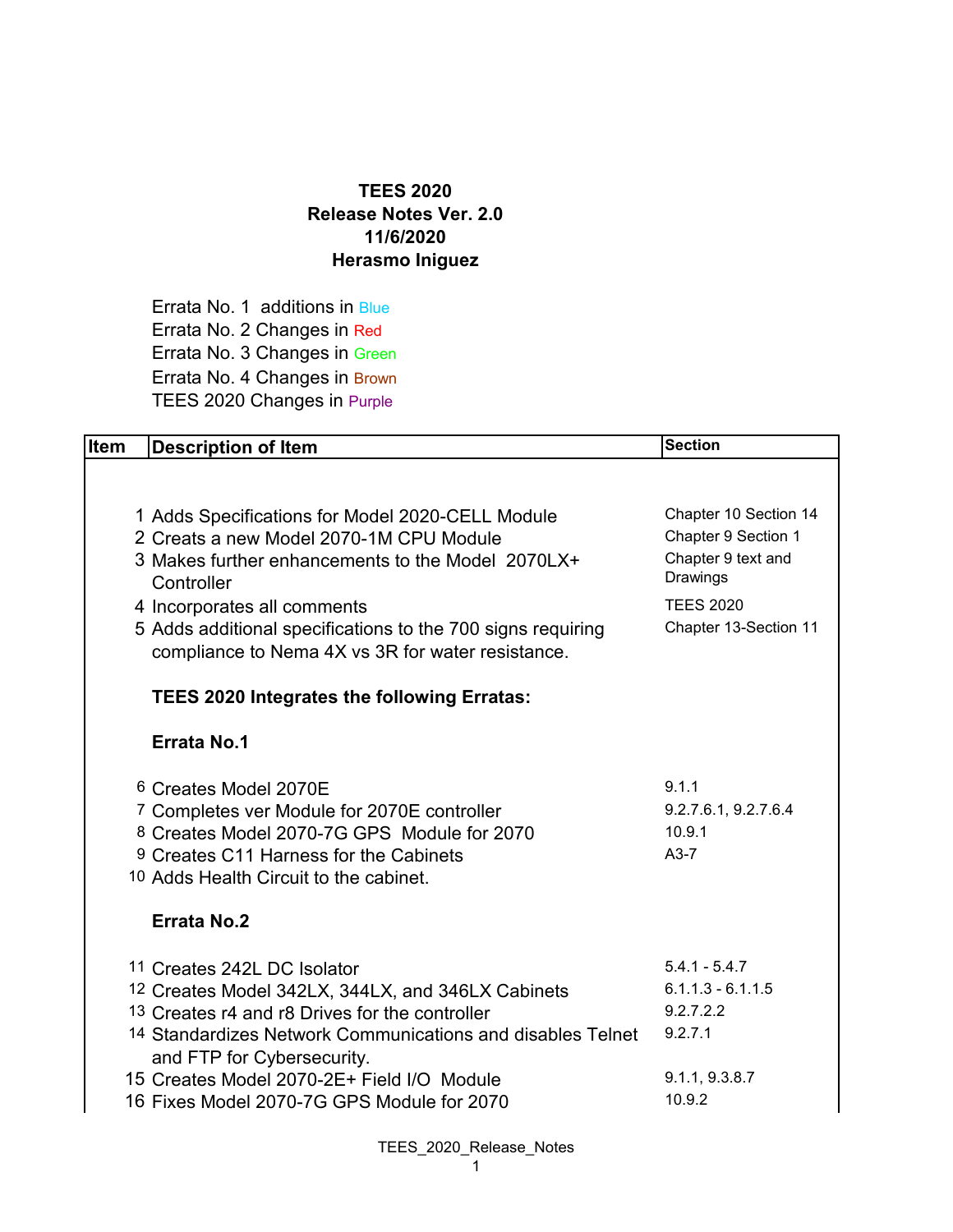**TEES 2020**
**Release Notes Ver. 2.0**
**11/6/2020**
**Herasmo Iniguez**

Errata No. 1 additions in Blue
Errata No. 2 Changes in Red
Errata No. 3 Changes in Green
Errata No. 4 Changes in Brown
TEES 2020 Changes in Purple

| Item | Description of Item | Section |
|---|---|---|
| 1 | Adds Specifications for Model 2020-CELL Module | Chapter 10 Section 14 |
| 2 | Creats a new Model 2070-1M CPU Module | Chapter 9 Section 1 |
| 3 | Makes further enhancements to the Model 2070LX+ Controller | Chapter 9 text and Drawings |
| 4 | Incorporates all comments | TEES 2020 |
| 5 | Adds additional specifications to the 700 signs requiring compliance to Nema 4X vs 3R for water resistance. | Chapter 13-Section 11 |
| | **TEES 2020 Integrates the following Erratas:** | |
| | **Errata No.1** | |
| 6 | Creates Model 2070E | 9.1.1 |
| 7 | Completes ver Module for 2070E controller | 9.2.7.6.1, 9.2.7.6.4 |
| 8 | Creates Model 2070-7G GPS Module for 2070 | 10.9.1 |
| 9 | Creates C11 Harness for the Cabinets | A3-7 |
| 10 | Adds Health Circuit to the cabinet. | |
| | **Errata No.2** | |
| 11 | Creates 242L DC Isolator | 5.4.1 - 5.4.7 |
| 12 | Creates Model 342LX, 344LX, and 346LX Cabinets | 6.1.1.3 - 6.1.1.5 |
| 13 | Creates r4 and r8 Drives for the controller | 9.2.7.2.2 |
| 14 | Standardizes Network Communications and disables Telnet and FTP for Cybersecurity. | 9.2.7.1 |
| 15 | Creates Model 2070-2E+ Field I/O Module | 9.1.1, 9.3.8.7 |
| 16 | Fixes Model 2070-7G GPS Module for 2070 | 10.9.2 |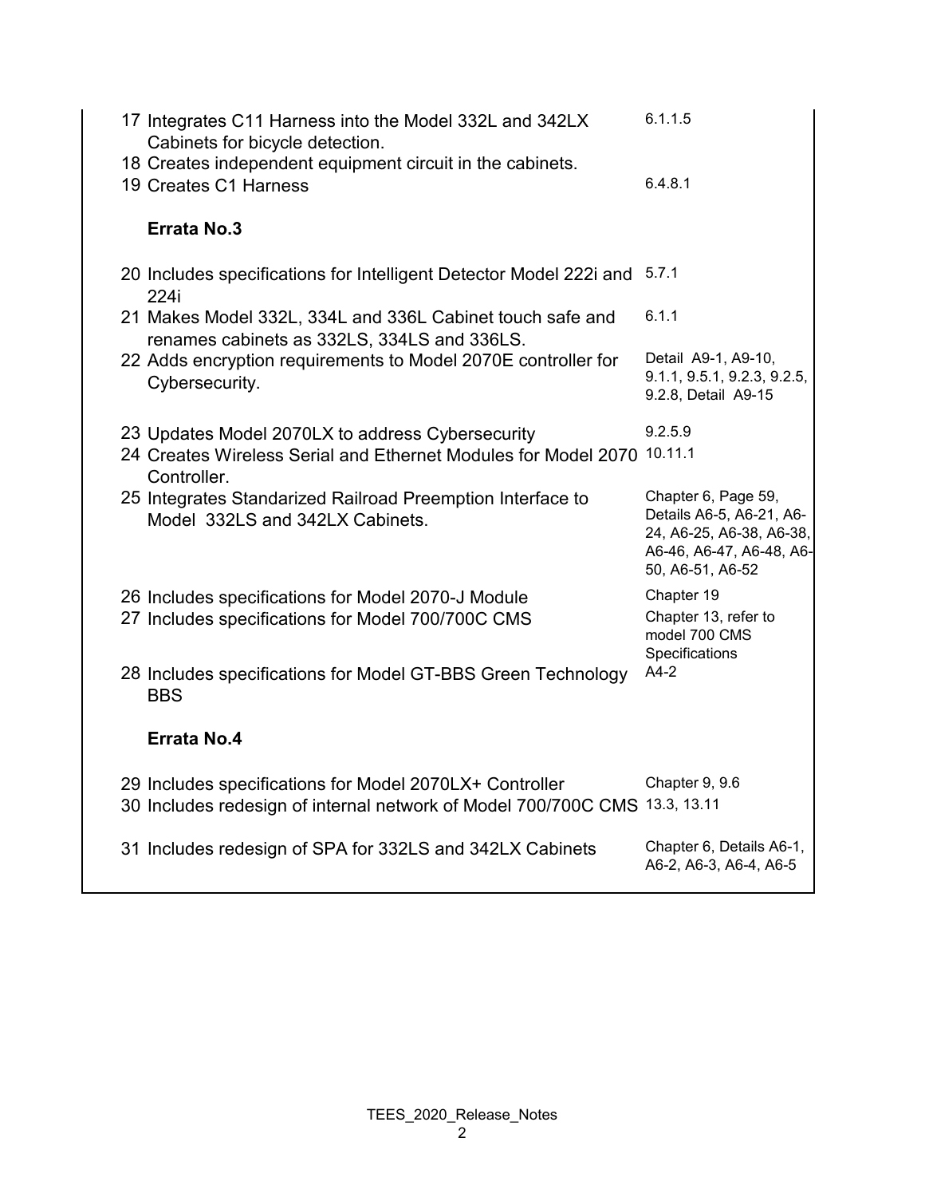| | | |
|---|---|---|
| 17 | Integrates C11 Harness into the Model 332L and 342LX Cabinets for bicycle detection. | 6.1.1.5 |
| 18 | Creates independent equipment circuit in the cabinets. | |
| 19 | Creates C1 Harness | 6.4.8.1 |
| | **Errata No.3** | |
| 20 | Includes specifications for Intelligent Detector Model 222i and 224i | 5.7.1 |
| 21 | Makes Model 332L, 334L and 336L Cabinet touch safe and renames cabinets as 332LS, 334LS and 336LS. | 6.1.1 |
| 22 | Adds encryption requirements to Model 2070E controller for Cybersecurity. | Detail A9-1, A9-10, 9.1.1, 9.5.1, 9.2.3, 9.2.5, 9.2.8, Detail A9-15 |
| 23 | Updates Model 2070LX to address Cybersecurity | 9.2.5.9 |
| 24 | Creates Wireless Serial and Ethernet Modules for Model 2070 Controller. | 10.11.1 |
| 25 | Integrates Standarized Railroad Preemption Interface to Model 332LS and 342LX Cabinets. | Chapter 6, Page 59, Details A6-5, A6-21, A6-24, A6-25, A6-38, A6-38, A6-46, A6-47, A6-48, A6-50, A6-51, A6-52 |
| 26 | Includes specifications for Model 2070-J Module | Chapter 19 |
| 27 | Includes specifications for Model 700/700C CMS | Chapter 13, refer to model 700 CMS Specifications |
| 28 | Includes specifications for Model GT-BBS Green Technology BBS | A4-2 |
| | **Errata No.4** | |
| 29 | Includes specifications for Model 2070LX+ Controller | Chapter 9, 9.6 |
| 30 | Includes redesign of internal network of Model 700/700C CMS | 13.3, 13.11 |
| 31 | Includes redesign of SPA for 332LS and 342LX Cabinets | Chapter 6, Details A6-1, A6-2, A6-3, A6-4, A6-5 |